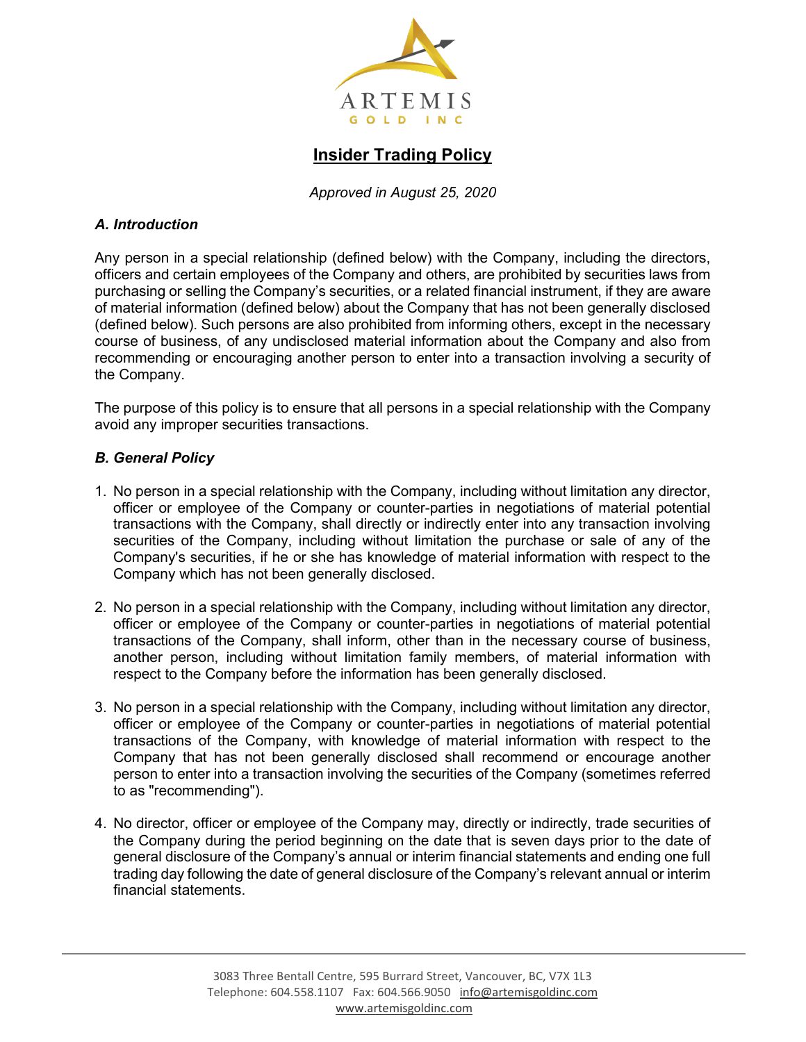ARTEMIS

GOLD INC

# Insider Trading Policy

*Approved in August 25, 2020*

### *A. Introduction*

Any person in a special relationship (defined below) with the Company, including the directors, officers and certain employees of the Company and others, are prohibited by securities laws from purchasing or selling the Company's securities, or a related financial instrument, if they are aware of material information (defined below) about the Company that has not been generally disclosed (defined below). Such persons are also prohibited from informing others, except in the necessary course of business, of any undisclosed material information about the Company and also from recommending or encouraging another person to enter into a transaction involving a security of the Company.

The purpose of this policy is to ensure that all persons in a special relationship with the Company avoid any improper securities transactions.

### *B. General Policy*

1. No person in a special relationship with the Company, including without limitation any director, officer or employee of the Company or counter-parties in negotiations of material potential transactions with the Company, shall directly or indirectly enter into any transaction involving securities of the Company, including without limitation the purchase or sale of any of the Company's securities, if he or she has knowledge of material information with respect to the Company which has not been generally disclosed.

2. No person in a special relationship with the Company, including without limitation any director, officer or employee of the Company or counter-parties in negotiations of material potential transactions of the Company, shall inform, other than in the necessary course of business, another person, including without limitation family members, of material information with respect to the Company before the information has been generally disclosed.

3. No person in a special relationship with the Company, including without limitation any director, officer or employee of the Company or counter-parties in negotiations of material potential transactions of the Company, with knowledge of material information with respect to the Company that has not been generally disclosed shall recommend or encourage another person to enter into a transaction involving the securities of the Company (sometimes referred to as "recommending").

4. No director, officer or employee of the Company may, directly or indirectly, trade securities of the Company during the period beginning on the date that is seven days prior to the date of general disclosure of the Company's annual or interim financial statements and ending one full trading day following the date of general disclosure of the Company's relevant annual or interim financial statements.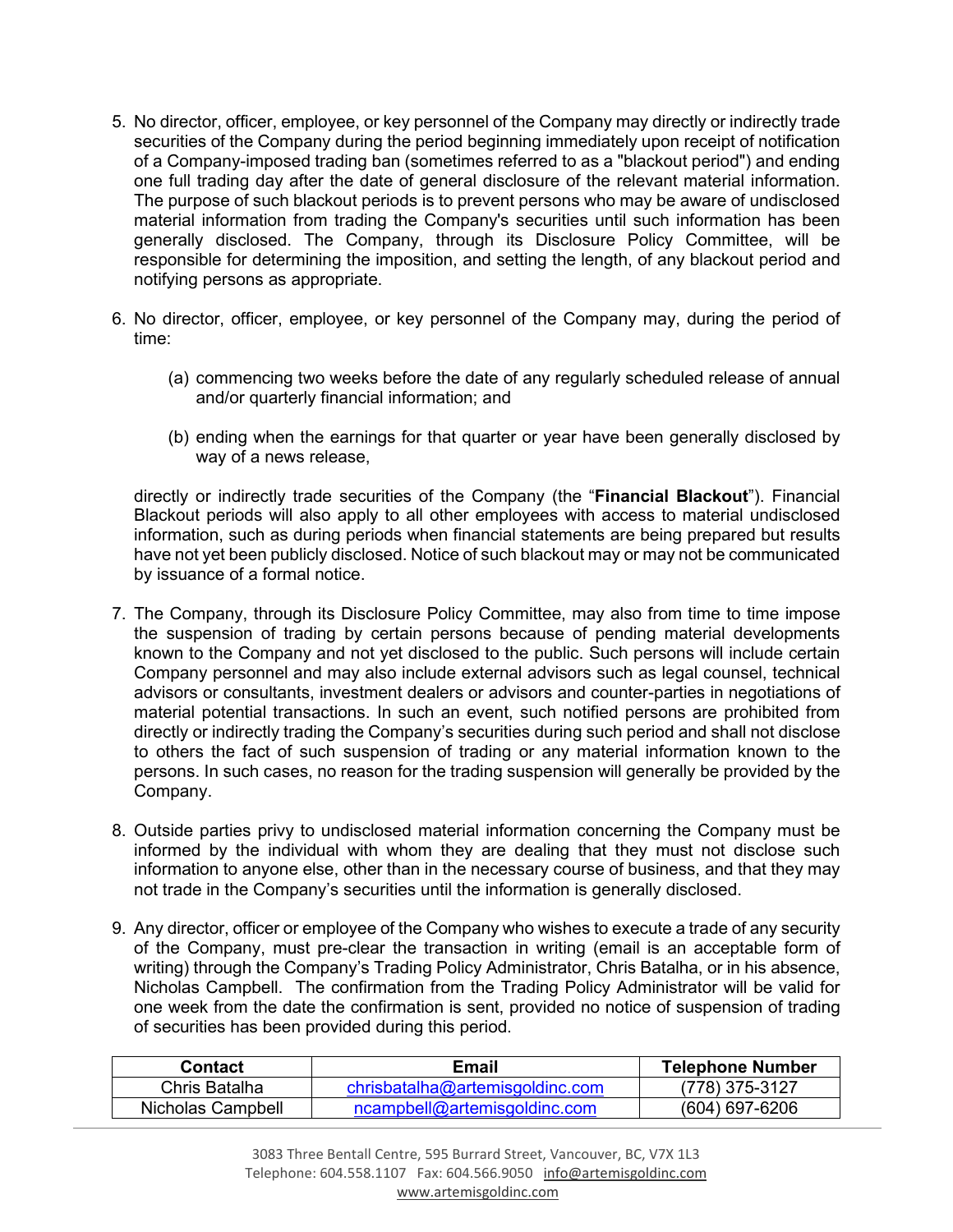5. No director, officer, employee, or key personnel of the Company may directly or indirectly trade securities of the Company during the period beginning immediately upon receipt of notification of a Company-imposed trading ban (sometimes referred to as a "blackout period") and ending one full trading day after the date of general disclosure of the relevant material information. The purpose of such blackout periods is to prevent persons who may be aware of undisclosed material information from trading the Company's securities until such information has been generally disclosed. The Company, through its Disclosure Policy Committee, will be responsible for determining the imposition, and setting the length, of any blackout period and notifying persons as appropriate.

6. No director, officer, employee, or key personnel of the Company may, during the period of time:

   (a) commencing two weeks before the date of any regularly scheduled release of annual and/or quarterly financial information; and

   (b) ending when the earnings for that quarter or year have been generally disclosed by way of a news release,

   directly or indirectly trade securities of the Company (the "**Financial Blackout**"). Financial Blackout periods will also apply to all other employees with access to material undisclosed information, such as during periods when financial statements are being prepared but results have not yet been publicly disclosed. Notice of such blackout may or may not be communicated by issuance of a formal notice.

7. The Company, through its Disclosure Policy Committee, may also from time to time impose the suspension of trading by certain persons because of pending material developments known to the Company and not yet disclosed to the public. Such persons will include certain Company personnel and may also include external advisors such as legal counsel, technical advisors or consultants, investment dealers or advisors and counter-parties in negotiations of material potential transactions. In such an event, such notified persons are prohibited from directly or indirectly trading the Company's securities during such period and shall not disclose to others the fact of such suspension of trading or any material information known to the persons. In such cases, no reason for the trading suspension will generally be provided by the Company.

8. Outside parties privy to undisclosed material information concerning the Company must be informed by the individual with whom they are dealing that they must not disclose such information to anyone else, other than in the necessary course of business, and that they may not trade in the Company's securities until the information is generally disclosed.

9. Any director, officer or employee of the Company who wishes to execute a trade of any security of the Company, must pre-clear the transaction in writing (email is an acceptable form of writing) through the Company's Trading Policy Administrator, Chris Batalha, or in his absence, Nicholas Campbell. The confirmation from the Trading Policy Administrator will be valid for one week from the date the confirmation is sent, provided no notice of suspension of trading of securities has been provided during this period.

| Contact | Email | Telephone Number |
|---|---|---|
| Chris Batalha | chrisbatalha@artemisgoldinc.com | (778) 375-3127 |
| Nicholas Campbell | ncampbell@artemisgoldinc.com | (604) 697-6206 |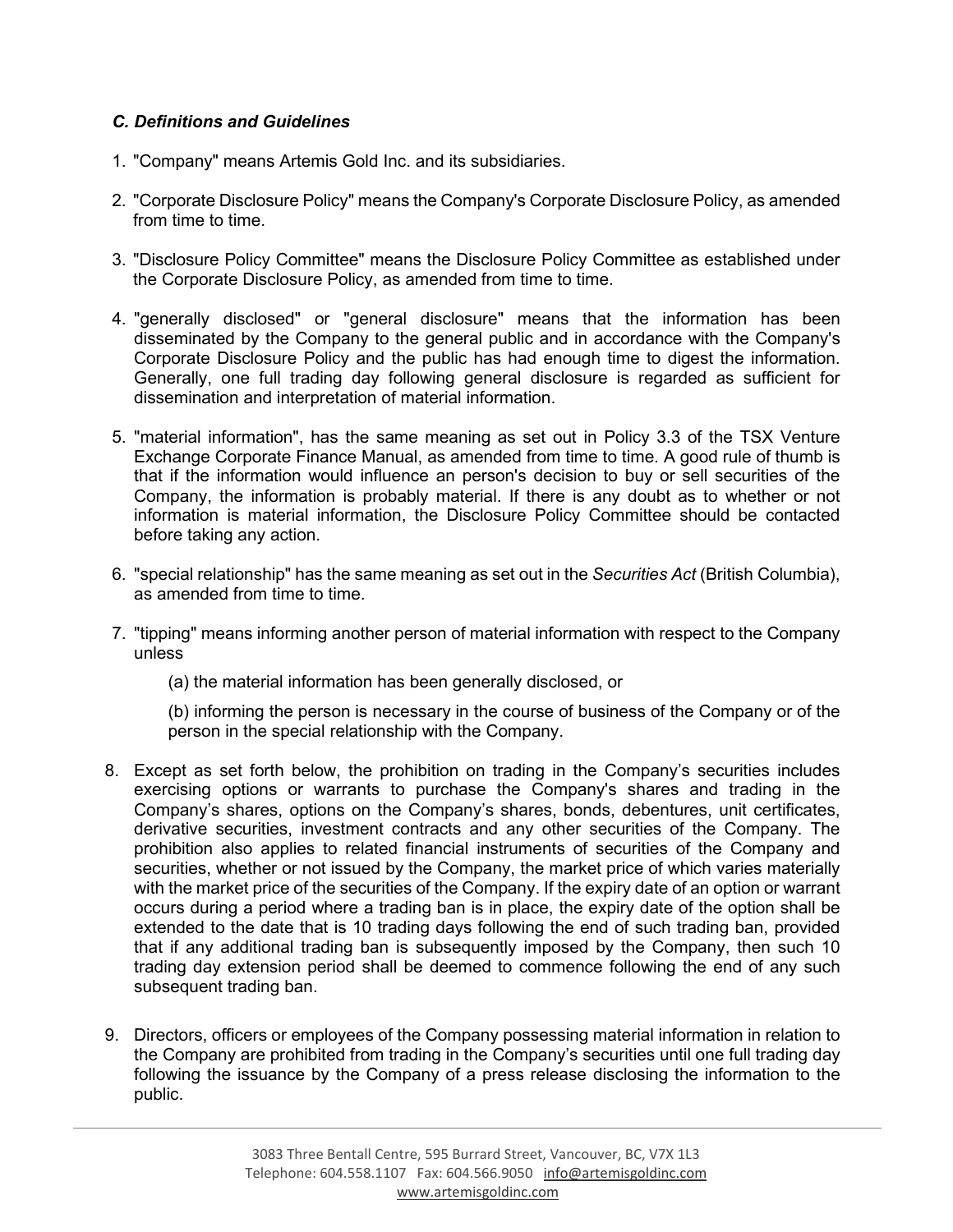### *C. Definitions and Guidelines*

1. "Company" means Artemis Gold Inc. and its subsidiaries.

2. "Corporate Disclosure Policy" means the Company's Corporate Disclosure Policy, as amended from time to time.

3. "Disclosure Policy Committee" means the Disclosure Policy Committee as established under the Corporate Disclosure Policy, as amended from time to time.

4. "generally disclosed" or "general disclosure" means that the information has been disseminated by the Company to the general public and in accordance with the Company's Corporate Disclosure Policy and the public has had enough time to digest the information. Generally, one full trading day following general disclosure is regarded as sufficient for dissemination and interpretation of material information.

5. "material information", has the same meaning as set out in Policy 3.3 of the TSX Venture Exchange Corporate Finance Manual, as amended from time to time. A good rule of thumb is that if the information would influence an person's decision to buy or sell securities of the Company, the information is probably material. If there is any doubt as to whether or not information is material information, the Disclosure Policy Committee should be contacted before taking any action.

6. "special relationship" has the same meaning as set out in the *Securities Act* (British Columbia), as amended from time to time.

7. "tipping" means informing another person of material information with respect to the Company unless

   (a) the material information has been generally disclosed, or

   (b) informing the person is necessary in the course of business of the Company or of the person in the special relationship with the Company.

8. Except as set forth below, the prohibition on trading in the Company's securities includes exercising options or warrants to purchase the Company's shares and trading in the Company's shares, options on the Company's shares, bonds, debentures, unit certificates, derivative securities, investment contracts and any other securities of the Company. The prohibition also applies to related financial instruments of securities of the Company and securities, whether or not issued by the Company, the market price of which varies materially with the market price of the securities of the Company. If the expiry date of an option or warrant occurs during a period where a trading ban is in place, the expiry date of the option shall be extended to the date that is 10 trading days following the end of such trading ban, provided that if any additional trading ban is subsequently imposed by the Company, then such 10 trading day extension period shall be deemed to commence following the end of any such subsequent trading ban.

9. Directors, officers or employees of the Company possessing material information in relation to the Company are prohibited from trading in the Company's securities until one full trading day following the issuance by the Company of a press release disclosing the information to the public.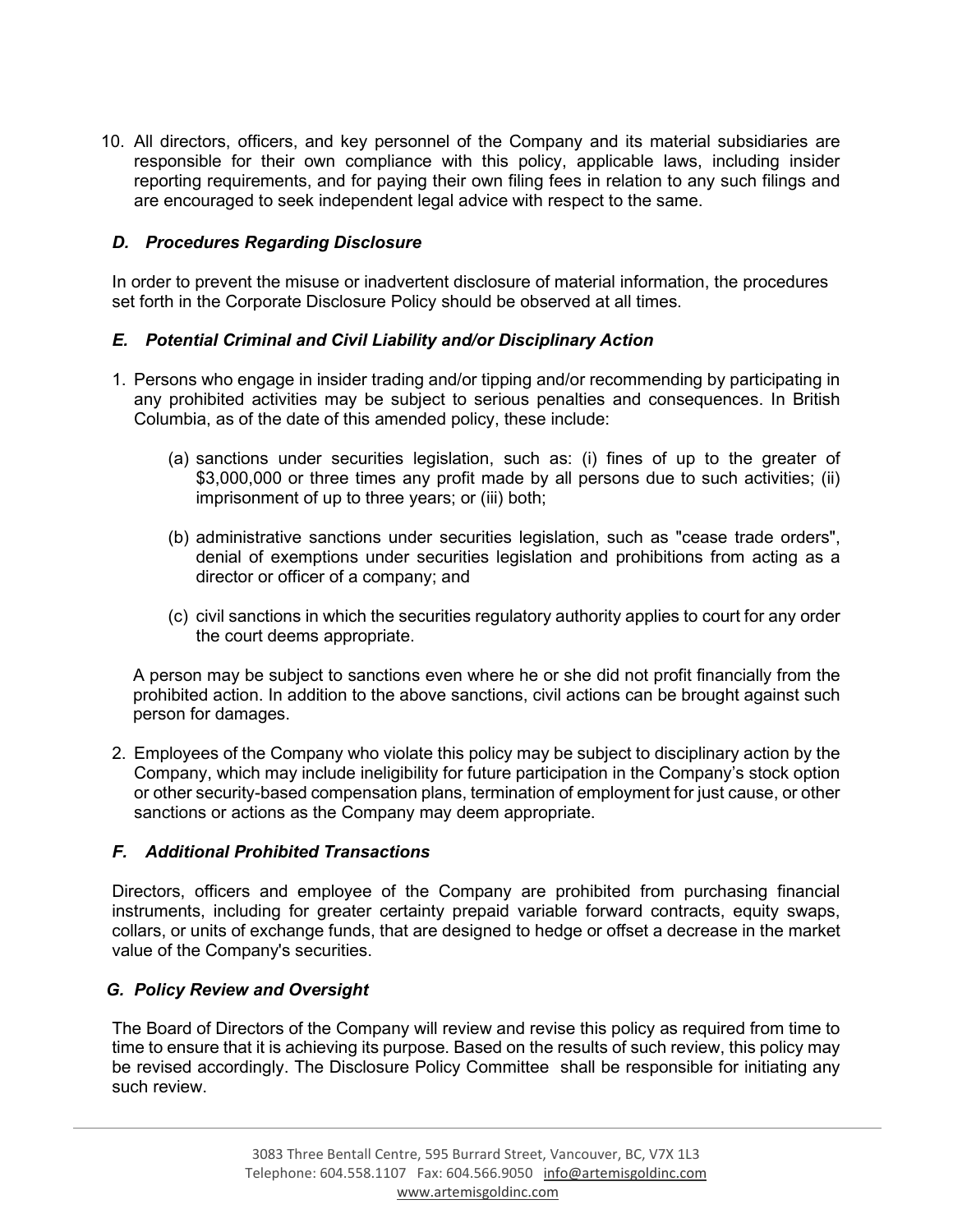10. All directors, officers, and key personnel of the Company and its material subsidiaries are responsible for their own compliance with this policy, applicable laws, including insider reporting requirements, and for paying their own filing fees in relation to any such filings and are encouraged to seek independent legal advice with respect to the same.

### *D. Procedures Regarding Disclosure*

In order to prevent the misuse or inadvertent disclosure of material information, the procedures set forth in the Corporate Disclosure Policy should be observed at all times.

### *E. Potential Criminal and Civil Liability and/or Disciplinary Action*

1. Persons who engage in insider trading and/or tipping and/or recommending by participating in any prohibited activities may be subject to serious penalties and consequences. In British Columbia, as of the date of this amended policy, these include:

   (a) sanctions under securities legislation, such as: (i) fines of up to the greater of $3,000,000 or three times any profit made by all persons due to such activities; (ii) imprisonment of up to three years; or (iii) both;

   (b) administrative sanctions under securities legislation, such as "cease trade orders", denial of exemptions under securities legislation and prohibitions from acting as a director or officer of a company; and

   (c) civil sanctions in which the securities regulatory authority applies to court for any order the court deems appropriate.

   A person may be subject to sanctions even where he or she did not profit financially from the prohibited action. In addition to the above sanctions, civil actions can be brought against such person for damages.

2. Employees of the Company who violate this policy may be subject to disciplinary action by the Company, which may include ineligibility for future participation in the Company's stock option or other security-based compensation plans, termination of employment for just cause, or other sanctions or actions as the Company may deem appropriate.

### *F. Additional Prohibited Transactions*

Directors, officers and employee of the Company are prohibited from purchasing financial instruments, including for greater certainty prepaid variable forward contracts, equity swaps, collars, or units of exchange funds, that are designed to hedge or offset a decrease in the market value of the Company's securities.

### *G. Policy Review and Oversight*

The Board of Directors of the Company will review and revise this policy as required from time to time to ensure that it is achieving its purpose. Based on the results of such review, this policy may be revised accordingly. The Disclosure Policy Committee shall be responsible for initiating any such review.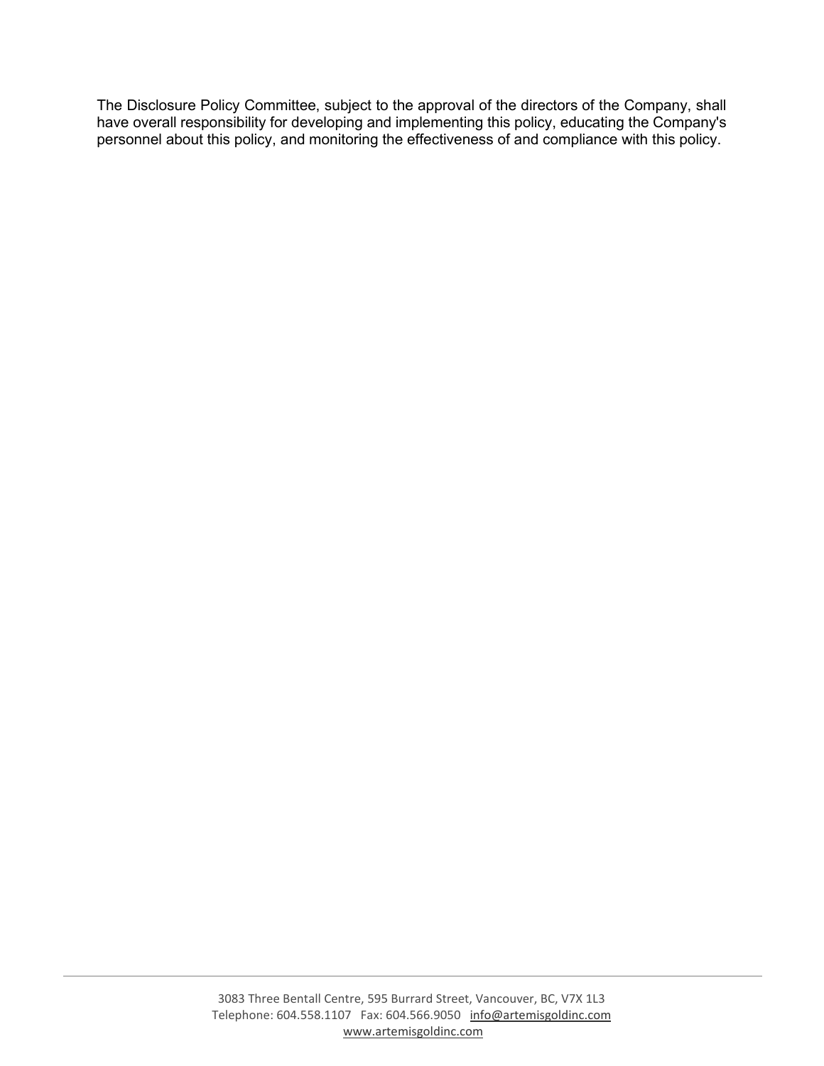The Disclosure Policy Committee, subject to the approval of the directors of the Company, shall have overall responsibility for developing and implementing this policy, educating the Company's personnel about this policy, and monitoring the effectiveness of and compliance with this policy.